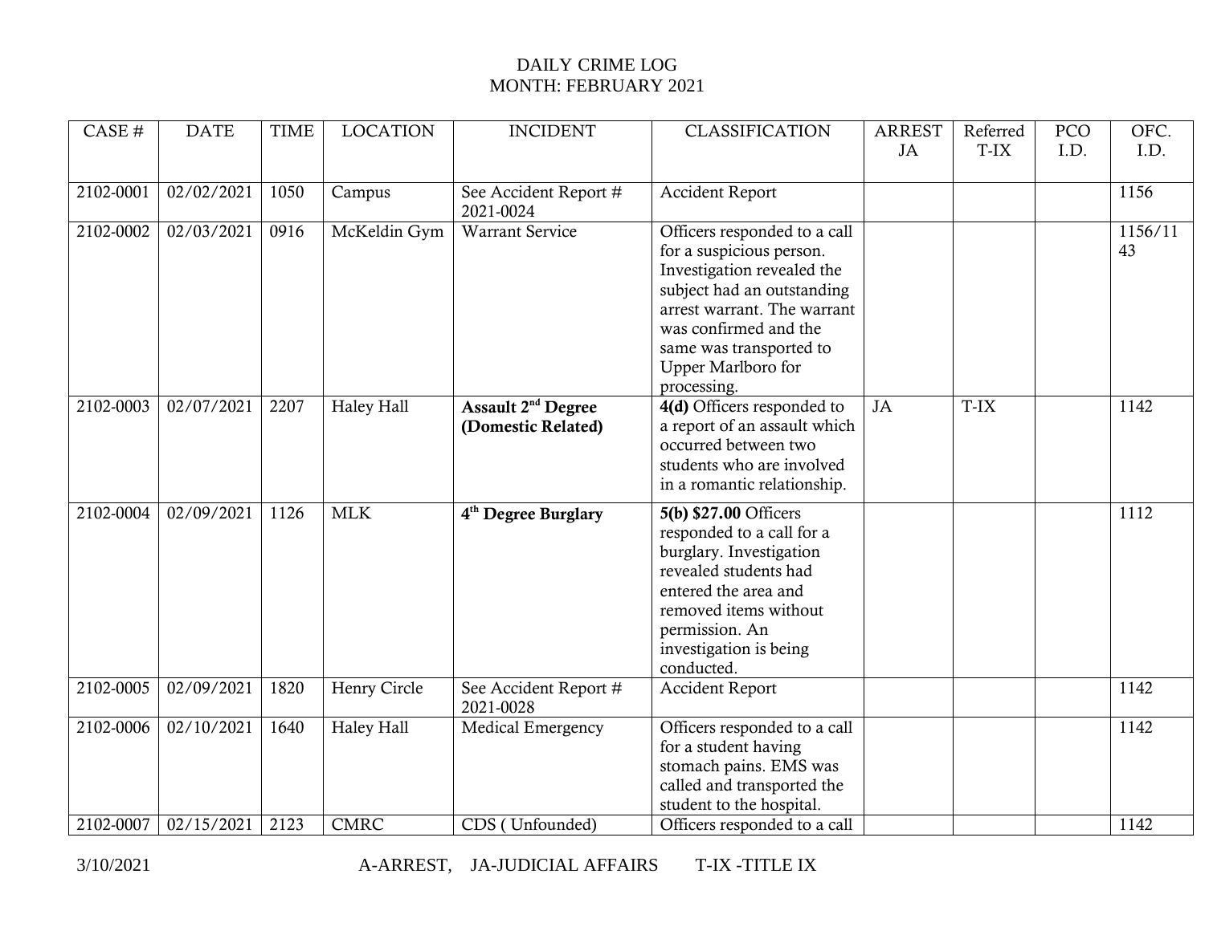# DAILY CRIME LOG
## MONTH: FEBRUARY 2021

| CASE # | DATE | TIME | LOCATION | INCIDENT | CLASSIFICATION | ARREST JA | Referred T-IX | PCO I.D. | OFC. I.D. |
|---|---|---|---|---|---|---|---|---|---|
| 2102-0001 | 02/02/2021 | 1050 | Campus | See Accident Report # 2021-0024 | Accident Report | | | | 1156 |
| 2102-0002 | 02/03/2021 | 0916 | McKeldin Gym | Warrant Service | Officers responded to a call for a suspicious person. Investigation revealed the subject had an outstanding arrest warrant. The warrant was confirmed and the same was transported to Upper Marlboro for processing. | | | | 1156/1143 |
| 2102-0003 | 02/07/2021 | 2207 | Haley Hall | **Assault 2nd Degree (Domestic Related)** | **4(d)** Officers responded to a report of an assault which occurred between two students who are involved in a romantic relationship. | JA | T-IX | | 1142 |
| 2102-0004 | 02/09/2021 | 1126 | MLK | **4th Degree Burglary** | **5(b) $27.00** Officers responded to a call for a burglary. Investigation revealed students had entered the area and removed items without permission. An investigation is being conducted. | | | | 1112 |
| 2102-0005 | 02/09/2021 | 1820 | Henry Circle | See Accident Report # 2021-0028 | Accident Report | | | | 1142 |
| 2102-0006 | 02/10/2021 | 1640 | Haley Hall | Medical Emergency | Officers responded to a call for a student having stomach pains. EMS was called and transported the student to the hospital. | | | | 1142 |
| 2102-0007 | 02/15/2021 | 2123 | CMRC | CDS ( Unfounded) | Officers responded to a call | | | | 1142 |

3/10/2021 A-ARREST, JA-JUDICIAL AFFAIRS T-IX -TITLE IX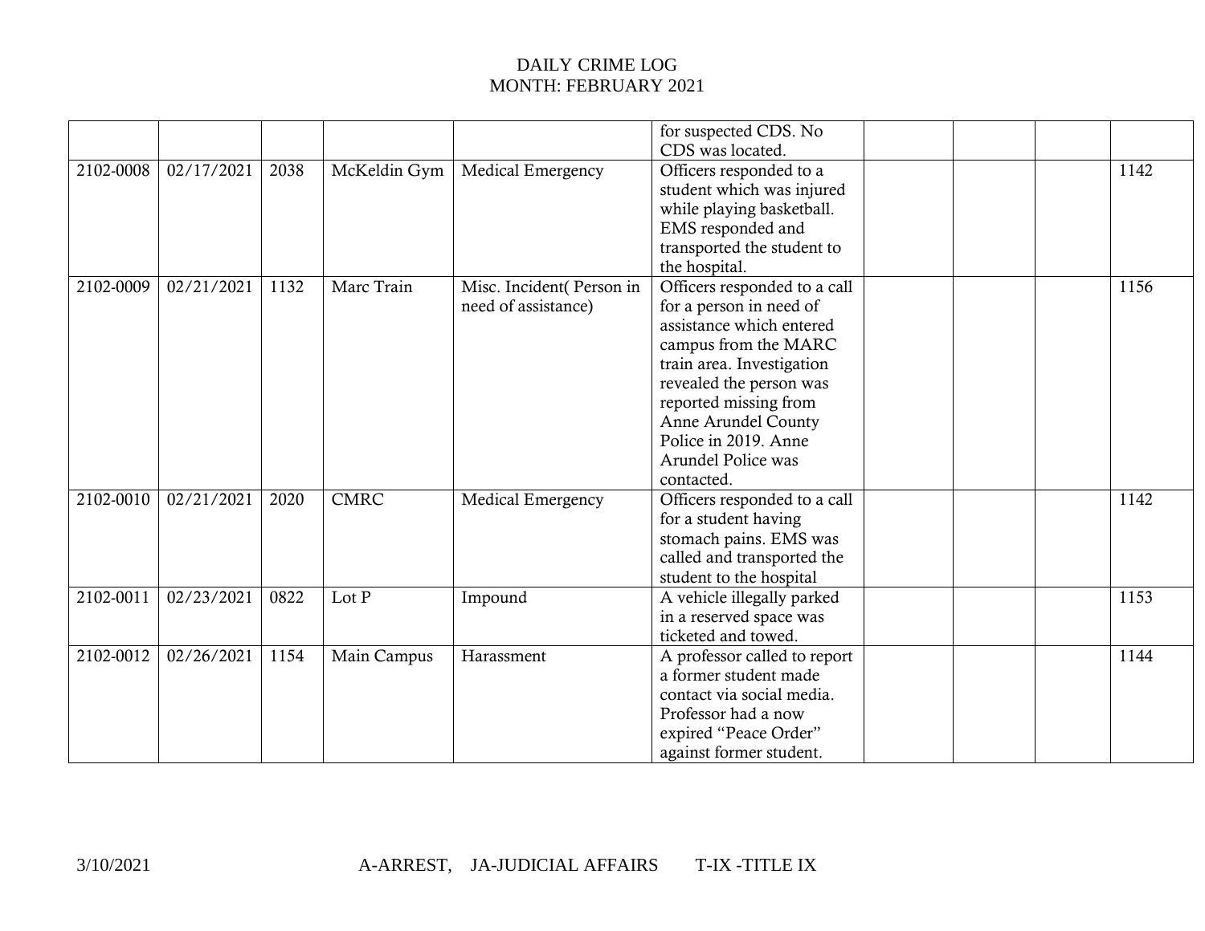# DAILY CRIME LOG
## MONTH: FEBRUARY 2021

| | | | | | | | | | |
|---|---|---|---|---|---|---|---|---|---|
| | | | | | for suspected CDS. No CDS was located. | | | | |
| 2102-0008 | 02/17/2021 | 2038 | McKeldin Gym | Medical Emergency | Officers responded to a student which was injured while playing basketball. EMS responded and transported the student to the hospital. | | | | 1142 |
| 2102-0009 | 02/21/2021 | 1132 | Marc Train | Misc. Incident( Person in need of assistance) | Officers responded to a call for a person in need of assistance which entered campus from the MARC train area. Investigation revealed the person was reported missing from Anne Arundel County Police in 2019. Anne Arundel Police was contacted. | | | | 1156 |
| 2102-0010 | 02/21/2021 | 2020 | CMRC | Medical Emergency | Officers responded to a call for a student having stomach pains. EMS was called and transported the student to the hospital | | | | 1142 |
| 2102-0011 | 02/23/2021 | 0822 | Lot P | Impound | A vehicle illegally parked in a reserved space was ticketed and towed. | | | | 1153 |
| 2102-0012 | 02/26/2021 | 1154 | Main Campus | Harassment | A professor called to report a former student made contact via social media. Professor had a now expired "Peace Order" against former student. | | | | 1144 |

3/10/2021 A-ARREST, JA-JUDICIAL AFFAIRS T-IX -TITLE IX